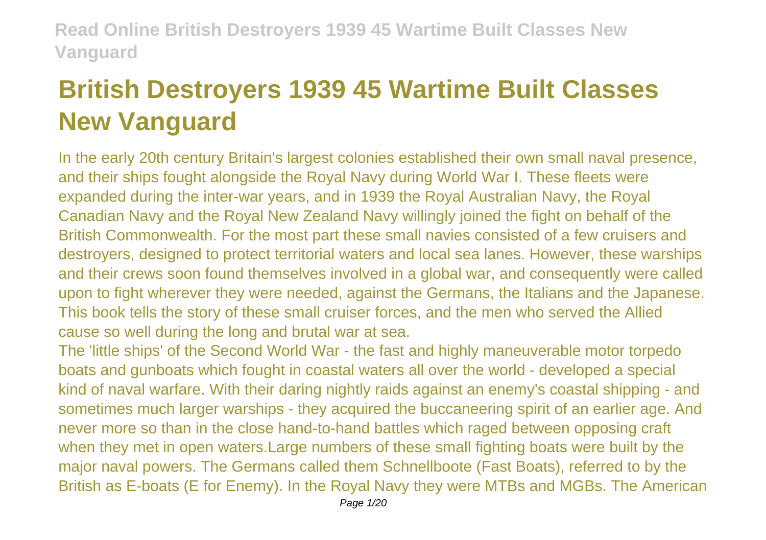# British Destroyers 1939 45 Wartime Built Classes New Vanguard

In the early 20th century Britain's largest colonies established their own small naval presence, and their ships fought alongside the Royal Navy during World War I. These fleets were expanded during the inter-war years, and in 1939 the Royal Australian Navy, the Royal Canadian Navy and the Royal New Zealand Navy willingly joined the fight on behalf of the British Commonwealth. For the most part these small navies consisted of a few cruisers and destroyers, designed to protect territorial waters and local sea lanes. However, these warships and their crews soon found themselves involved in a global war, and consequently were called upon to fight wherever they were needed, against the Germans, the Italians and the Japanese. This book tells the story of these small cruiser forces, and the men who served the Allied cause so well during the long and brutal war at sea.

The 'little ships' of the Second World War - the fast and highly maneuverable motor torpedo boats and gunboats which fought in coastal waters all over the world - developed a special kind of naval warfare. With their daring nightly raids against an enemy's coastal shipping - and sometimes much larger warships - they acquired the buccaneering spirit of an earlier age. And never more so than in the close hand-to-hand battles which raged between opposing craft when they met in open waters.Large numbers of these small fighting boats were built by the major naval powers. The Germans called them Schnellboote (Fast Boats), referred to by the British as E-boats (E for Enemy). In the Royal Navy they were MTBs and MGBs. The American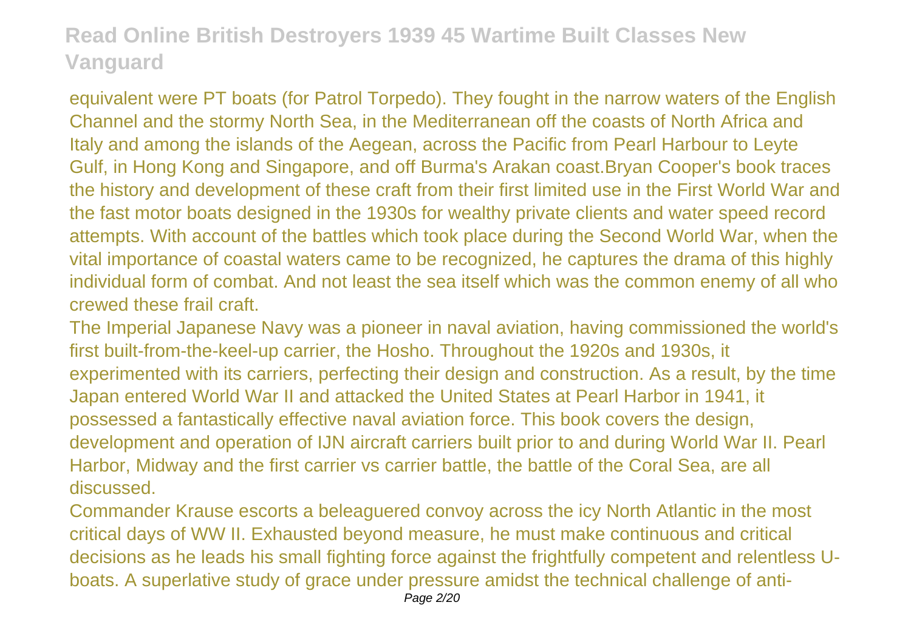equivalent were PT boats (for Patrol Torpedo). They fought in the narrow waters of the English Channel and the stormy North Sea, in the Mediterranean off the coasts of North Africa and Italy and among the islands of the Aegean, across the Pacific from Pearl Harbour to Leyte Gulf, in Hong Kong and Singapore, and off Burma's Arakan coast.Bryan Cooper's book traces the history and development of these craft from their first limited use in the First World War and the fast motor boats designed in the 1930s for wealthy private clients and water speed record attempts. With account of the battles which took place during the Second World War, when the vital importance of coastal waters came to be recognized, he captures the drama of this highly individual form of combat. And not least the sea itself which was the common enemy of all who crewed these frail craft.

The Imperial Japanese Navy was a pioneer in naval aviation, having commissioned the world's first built-from-the-keel-up carrier, the Hosho. Throughout the 1920s and 1930s, it experimented with its carriers, perfecting their design and construction. As a result, by the time Japan entered World War II and attacked the United States at Pearl Harbor in 1941, it possessed a fantastically effective naval aviation force. This book covers the design, development and operation of IJN aircraft carriers built prior to and during World War II. Pearl Harbor, Midway and the first carrier vs carrier battle, the battle of the Coral Sea, are all discussed.

Commander Krause escorts a beleaguered convoy across the icy North Atlantic in the most critical days of WW II. Exhausted beyond measure, he must make continuous and critical decisions as he leads his small fighting force against the frightfully competent and relentless U-boats. A superlative study of grace under pressure amidst the technical challenge of anti-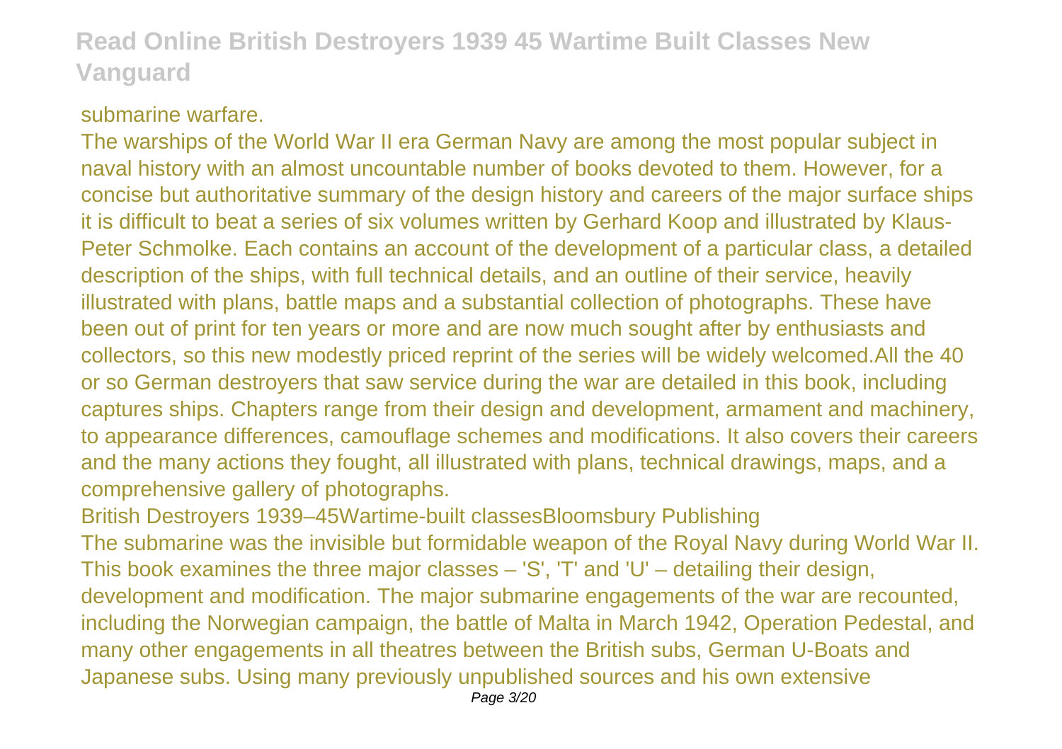submarine warfare.

The warships of the World War II era German Navy are among the most popular subject in naval history with an almost uncountable number of books devoted to them. However, for a concise but authoritative summary of the design history and careers of the major surface ships it is difficult to beat a series of six volumes written by Gerhard Koop and illustrated by Klaus-Peter Schmolke. Each contains an account of the development of a particular class, a detailed description of the ships, with full technical details, and an outline of their service, heavily illustrated with plans, battle maps and a substantial collection of photographs. These have been out of print for ten years or more and are now much sought after by enthusiasts and collectors, so this new modestly priced reprint of the series will be widely welcomed.All the 40 or so German destroyers that saw service during the war are detailed in this book, including captures ships. Chapters range from their design and development, armament and machinery, to appearance differences, camouflage schemes and modifications. It also covers their careers and the many actions they fought, all illustrated with plans, technical drawings, maps, and a comprehensive gallery of photographs.

British Destroyers 1939–45Wartime-built classesBloomsbury Publishing

The submarine was the invisible but formidable weapon of the Royal Navy during World War II. This book examines the three major classes – 'S', 'T' and 'U' – detailing their design, development and modification. The major submarine engagements of the war are recounted, including the Norwegian campaign, the battle of Malta in March 1942, Operation Pedestal, and many other engagements in all theatres between the British subs, German U-Boats and Japanese subs. Using many previously unpublished sources and his own extensive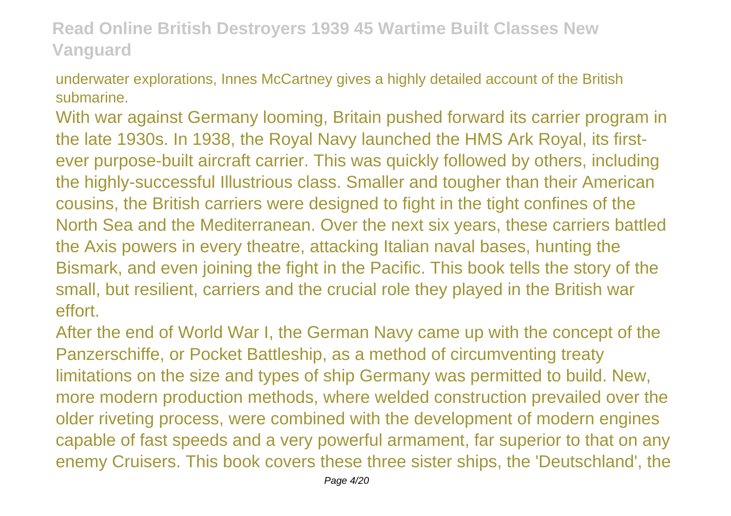underwater explorations, Innes McCartney gives a highly detailed account of the British submarine.

With war against Germany looming, Britain pushed forward its carrier program in the late 1930s. In 1938, the Royal Navy launched the HMS Ark Royal, its first-ever purpose-built aircraft carrier. This was quickly followed by others, including the highly-successful Illustrious class. Smaller and tougher than their American cousins, the British carriers were designed to fight in the tight confines of the North Sea and the Mediterranean. Over the next six years, these carriers battled the Axis powers in every theatre, attacking Italian naval bases, hunting the Bismark, and even joining the fight in the Pacific. This book tells the story of the small, but resilient, carriers and the crucial role they played in the British war effort.

After the end of World War I, the German Navy came up with the concept of the Panzerschiffe, or Pocket Battleship, as a method of circumventing treaty limitations on the size and types of ship Germany was permitted to build. New, more modern production methods, where welded construction prevailed over the older riveting process, were combined with the development of modern engines capable of fast speeds and a very powerful armament, far superior to that on any enemy Cruisers. This book covers these three sister ships, the 'Deutschland', the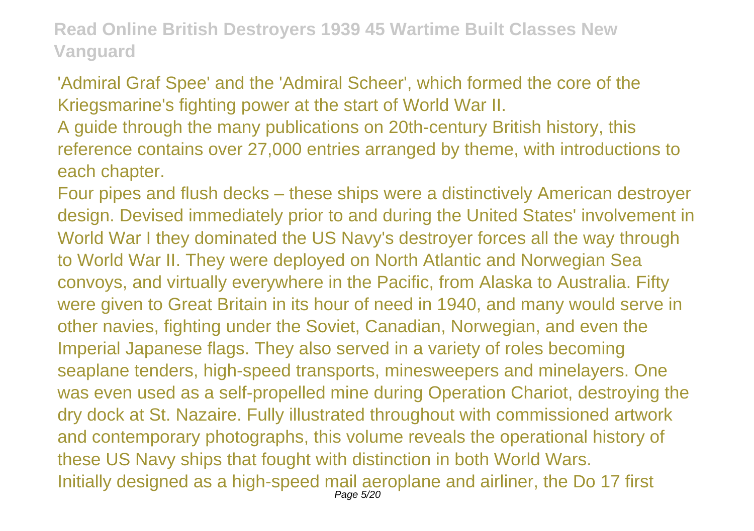'Admiral Graf Spee' and the 'Admiral Scheer', which formed the core of the Kriegsmarine's fighting power at the start of World War II.

A guide through the many publications on 20th-century British history, this reference contains over 27,000 entries arranged by theme, with introductions to each chapter.

Four pipes and flush decks – these ships were a distinctively American destroyer design. Devised immediately prior to and during the United States' involvement in World War I they dominated the US Navy's destroyer forces all the way through to World War II. They were deployed on North Atlantic and Norwegian Sea convoys, and virtually everywhere in the Pacific, from Alaska to Australia. Fifty were given to Great Britain in its hour of need in 1940, and many would serve in other navies, fighting under the Soviet, Canadian, Norwegian, and even the Imperial Japanese flags. They also served in a variety of roles becoming seaplane tenders, high-speed transports, minesweepers and minelayers. One was even used as a self-propelled mine during Operation Chariot, destroying the dry dock at St. Nazaire. Fully illustrated throughout with commissioned artwork and contemporary photographs, this volume reveals the operational history of these US Navy ships that fought with distinction in both World Wars.

Initially designed as a high-speed mail aeroplane and airliner, the Do 17 first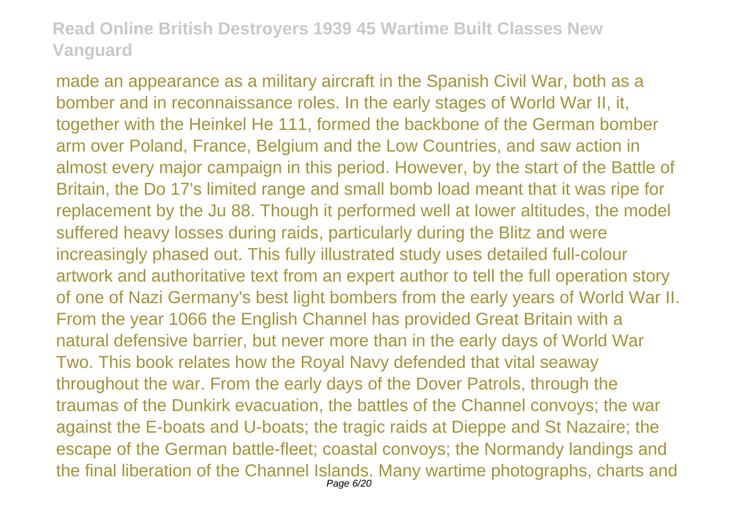made an appearance as a military aircraft in the Spanish Civil War, both as a bomber and in reconnaissance roles. In the early stages of World War II, it, together with the Heinkel He 111, formed the backbone of the German bomber arm over Poland, France, Belgium and the Low Countries, and saw action in almost every major campaign in this period. However, by the start of the Battle of Britain, the Do 17's limited range and small bomb load meant that it was ripe for replacement by the Ju 88. Though it performed well at lower altitudes, the model suffered heavy losses during raids, particularly during the Blitz and were increasingly phased out. This fully illustrated study uses detailed full-colour artwork and authoritative text from an expert author to tell the full operation story of one of Nazi Germany's best light bombers from the early years of World War II. From the year 1066 the English Channel has provided Great Britain with a natural defensive barrier, but never more than in the early days of World War Two. This book relates how the Royal Navy defended that vital seaway throughout the war. From the early days of the Dover Patrols, through the traumas of the Dunkirk evacuation, the battles of the Channel convoys; the war against the E-boats and U-boats; the tragic raids at Dieppe and St Nazaire; the escape of the German battle-fleet; coastal convoys; the Normandy landings and the final liberation of the Channel Islands. Many wartime photographs, charts and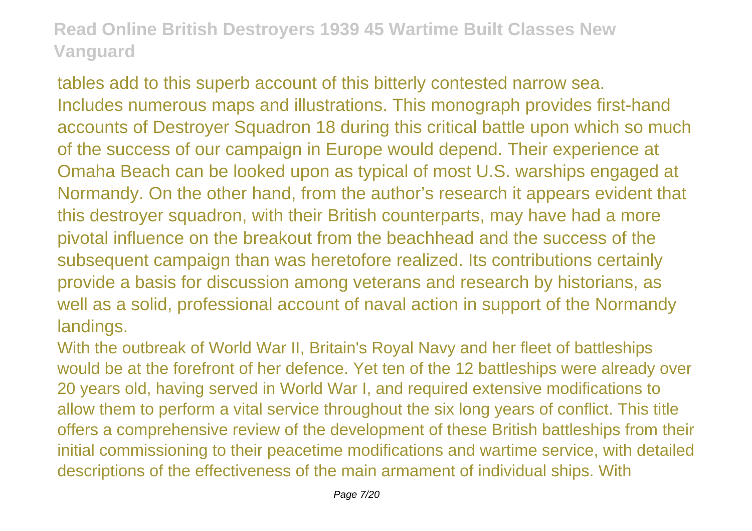tables add to this superb account of this bitterly contested narrow sea.
Includes numerous maps and illustrations. This monograph provides first-hand accounts of Destroyer Squadron 18 during this critical battle upon which so much of the success of our campaign in Europe would depend. Their experience at Omaha Beach can be looked upon as typical of most U.S. warships engaged at Normandy. On the other hand, from the author's research it appears evident that this destroyer squadron, with their British counterparts, may have had a more pivotal influence on the breakout from the beachhead and the success of the subsequent campaign than was heretofore realized. Its contributions certainly provide a basis for discussion among veterans and research by historians, as well as a solid, professional account of naval action in support of the Normandy landings.

With the outbreak of World War II, Britain's Royal Navy and her fleet of battleships would be at the forefront of her defence. Yet ten of the 12 battleships were already over 20 years old, having served in World War I, and required extensive modifications to allow them to perform a vital service throughout the six long years of conflict. This title offers a comprehensive review of the development of these British battleships from their initial commissioning to their peacetime modifications and wartime service, with detailed descriptions of the effectiveness of the main armament of individual ships. With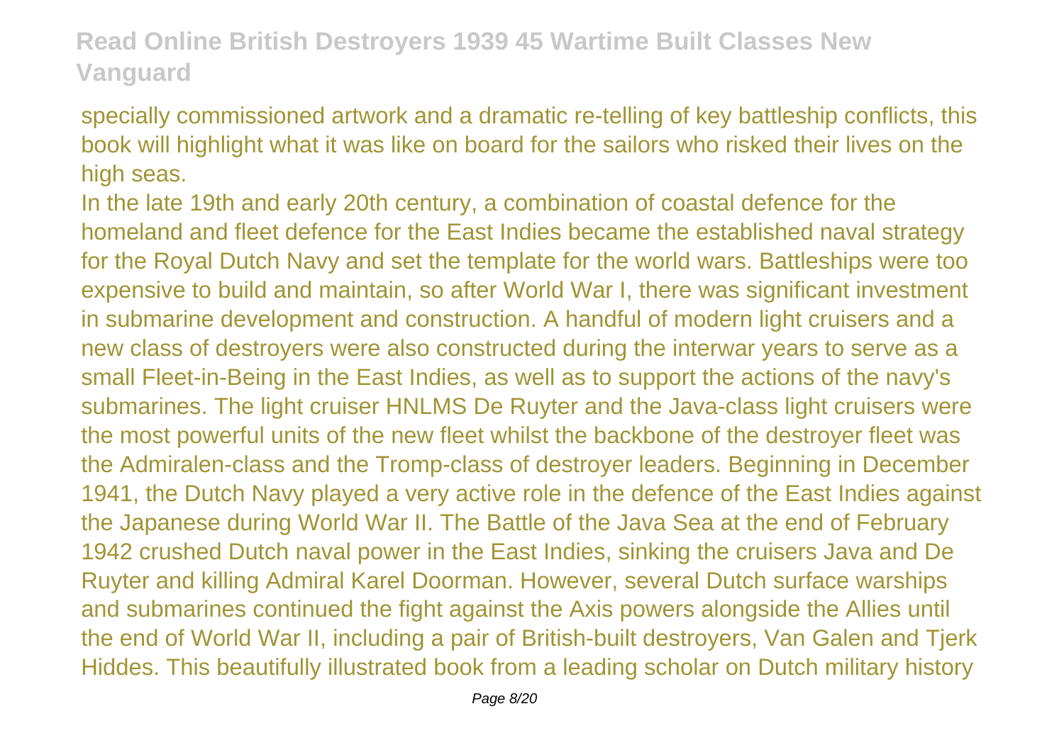specially commissioned artwork and a dramatic re-telling of key battleship conflicts, this book will highlight what it was like on board for the sailors who risked their lives on the high seas.

In the late 19th and early 20th century, a combination of coastal defence for the homeland and fleet defence for the East Indies became the established naval strategy for the Royal Dutch Navy and set the template for the world wars. Battleships were too expensive to build and maintain, so after World War I, there was significant investment in submarine development and construction. A handful of modern light cruisers and a new class of destroyers were also constructed during the interwar years to serve as a small Fleet-in-Being in the East Indies, as well as to support the actions of the navy's submarines. The light cruiser HNLMS De Ruyter and the Java-class light cruisers were the most powerful units of the new fleet whilst the backbone of the destroyer fleet was the Admiralen-class and the Tromp-class of destroyer leaders. Beginning in December 1941, the Dutch Navy played a very active role in the defence of the East Indies against the Japanese during World War II. The Battle of the Java Sea at the end of February 1942 crushed Dutch naval power in the East Indies, sinking the cruisers Java and De Ruyter and killing Admiral Karel Doorman. However, several Dutch surface warships and submarines continued the fight against the Axis powers alongside the Allies until the end of World War II, including a pair of British-built destroyers, Van Galen and Tjerk Hiddes. This beautifully illustrated book from a leading scholar on Dutch military history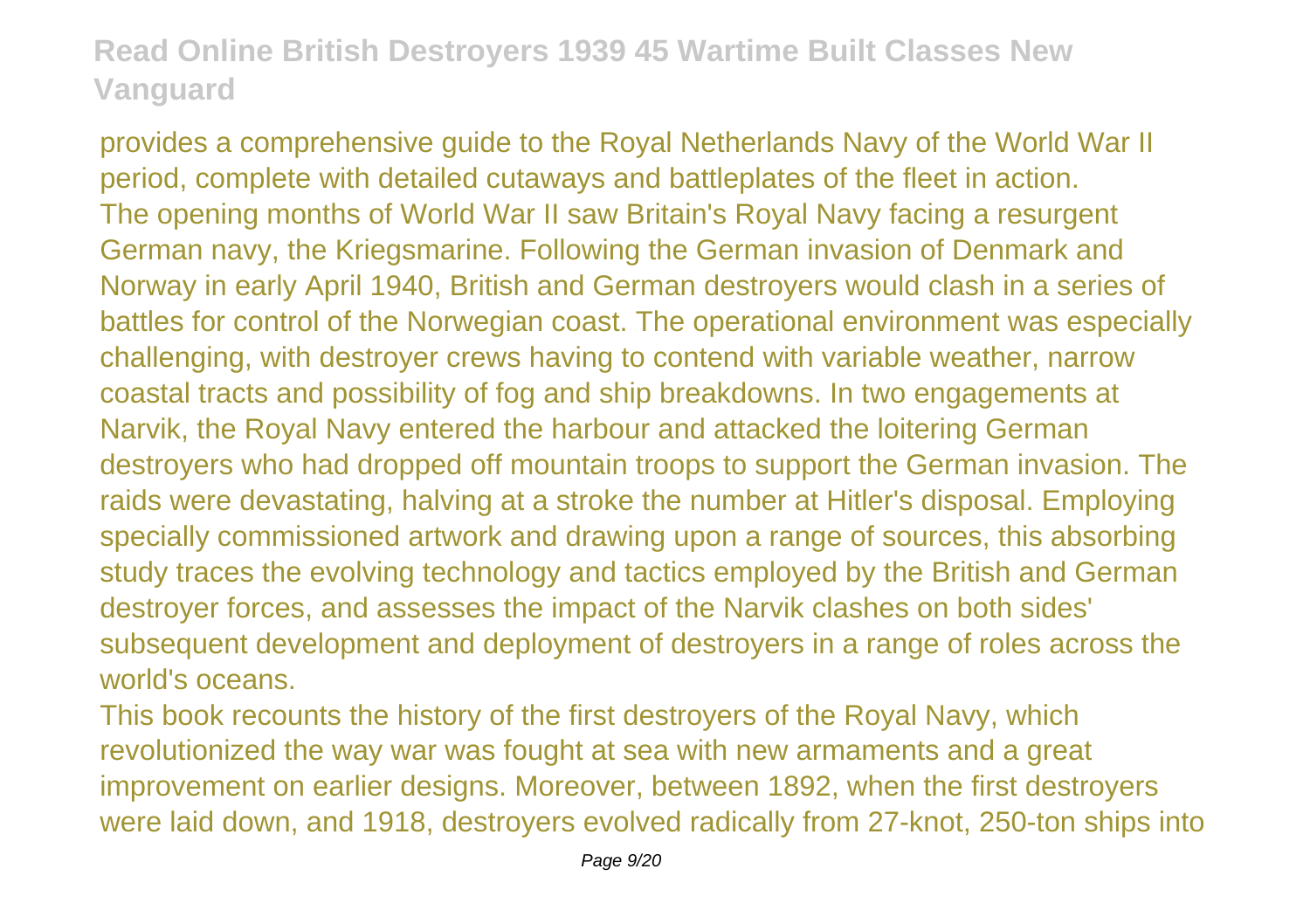provides a comprehensive guide to the Royal Netherlands Navy of the World War II period, complete with detailed cutaways and battleplates of the fleet in action.

The opening months of World War II saw Britain's Royal Navy facing a resurgent German navy, the Kriegsmarine. Following the German invasion of Denmark and Norway in early April 1940, British and German destroyers would clash in a series of battles for control of the Norwegian coast. The operational environment was especially challenging, with destroyer crews having to contend with variable weather, narrow coastal tracts and possibility of fog and ship breakdowns. In two engagements at Narvik, the Royal Navy entered the harbour and attacked the loitering German destroyers who had dropped off mountain troops to support the German invasion. The raids were devastating, halving at a stroke the number at Hitler's disposal. Employing specially commissioned artwork and drawing upon a range of sources, this absorbing study traces the evolving technology and tactics employed by the British and German destroyer forces, and assesses the impact of the Narvik clashes on both sides' subsequent development and deployment of destroyers in a range of roles across the world's oceans.

This book recounts the history of the first destroyers of the Royal Navy, which revolutionized the way war was fought at sea with new armaments and a great improvement on earlier designs. Moreover, between 1892, when the first destroyers were laid down, and 1918, destroyers evolved radically from 27-knot, 250-ton ships into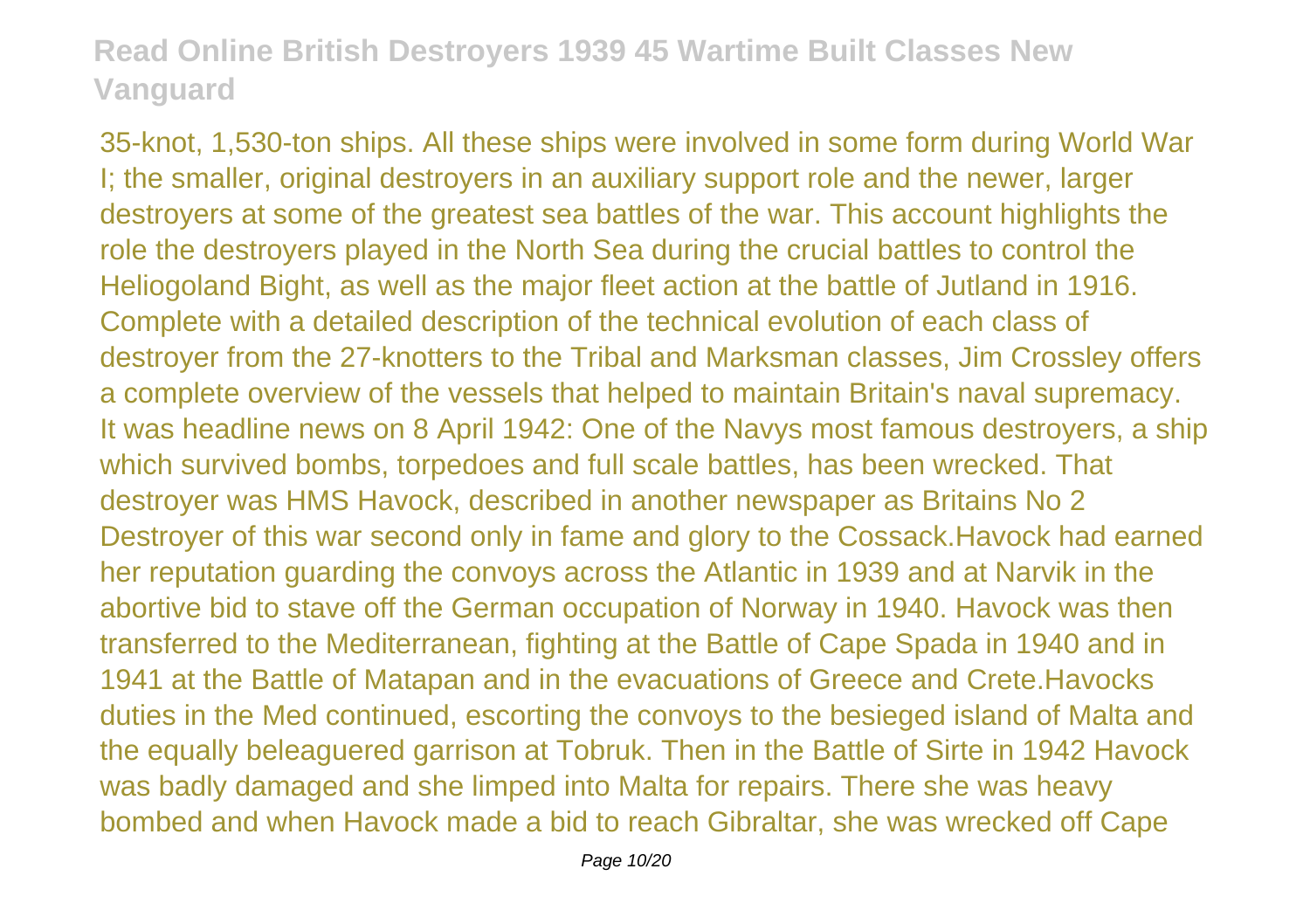35-knot, 1,530-ton ships. All these ships were involved in some form during World War I; the smaller, original destroyers in an auxiliary support role and the newer, larger destroyers at some of the greatest sea battles of the war. This account highlights the role the destroyers played in the North Sea during the crucial battles to control the Heliogoland Bight, as well as the major fleet action at the battle of Jutland in 1916. Complete with a detailed description of the technical evolution of each class of destroyer from the 27-knotters to the Tribal and Marksman classes, Jim Crossley offers a complete overview of the vessels that helped to maintain Britain's naval supremacy. It was headline news on 8 April 1942: One of the Navys most famous destroyers, a ship which survived bombs, torpedoes and full scale battles, has been wrecked. That destroyer was HMS Havock, described in another newspaper as Britains No 2 Destroyer of this war second only in fame and glory to the Cossack.Havock had earned her reputation guarding the convoys across the Atlantic in 1939 and at Narvik in the abortive bid to stave off the German occupation of Norway in 1940. Havock was then transferred to the Mediterranean, fighting at the Battle of Cape Spada in 1940 and in 1941 at the Battle of Matapan and in the evacuations of Greece and Crete.Havocks duties in the Med continued, escorting the convoys to the besieged island of Malta and the equally beleaguered garrison at Tobruk. Then in the Battle of Sirte in 1942 Havock was badly damaged and she limped into Malta for repairs. There she was heavy bombed and when Havock made a bid to reach Gibraltar, she was wrecked off Cape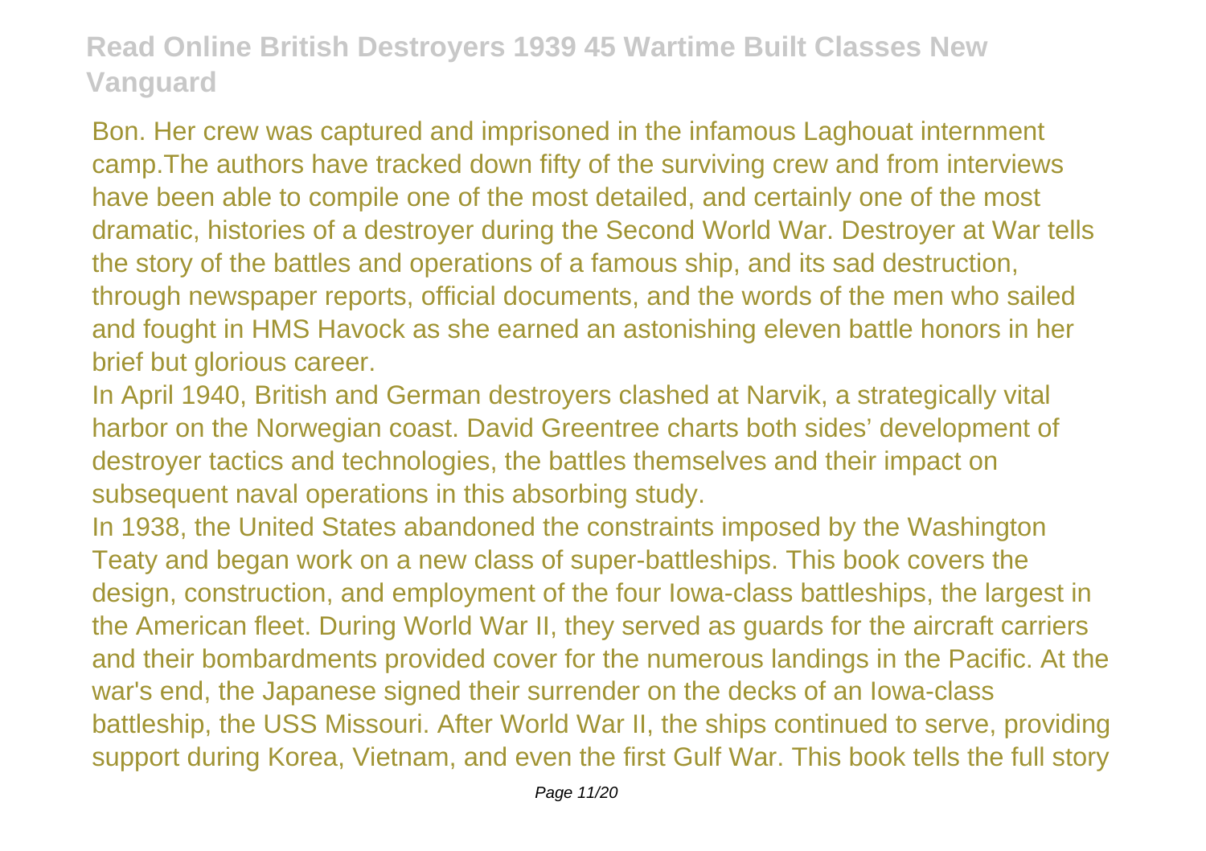Bon. Her crew was captured and imprisoned in the infamous Laghouat internment camp.The authors have tracked down fifty of the surviving crew and from interviews have been able to compile one of the most detailed, and certainly one of the most dramatic, histories of a destroyer during the Second World War. Destroyer at War tells the story of the battles and operations of a famous ship, and its sad destruction, through newspaper reports, official documents, and the words of the men who sailed and fought in HMS Havock as she earned an astonishing eleven battle honors in her brief but glorious career.

In April 1940, British and German destroyers clashed at Narvik, a strategically vital harbor on the Norwegian coast. David Greentree charts both sides' development of destroyer tactics and technologies, the battles themselves and their impact on subsequent naval operations in this absorbing study.

In 1938, the United States abandoned the constraints imposed by the Washington Teaty and began work on a new class of super-battleships. This book covers the design, construction, and employment of the four Iowa-class battleships, the largest in the American fleet. During World War II, they served as guards for the aircraft carriers and their bombardments provided cover for the numerous landings in the Pacific. At the war's end, the Japanese signed their surrender on the decks of an Iowa-class battleship, the USS Missouri. After World War II, the ships continued to serve, providing support during Korea, Vietnam, and even the first Gulf War. This book tells the full story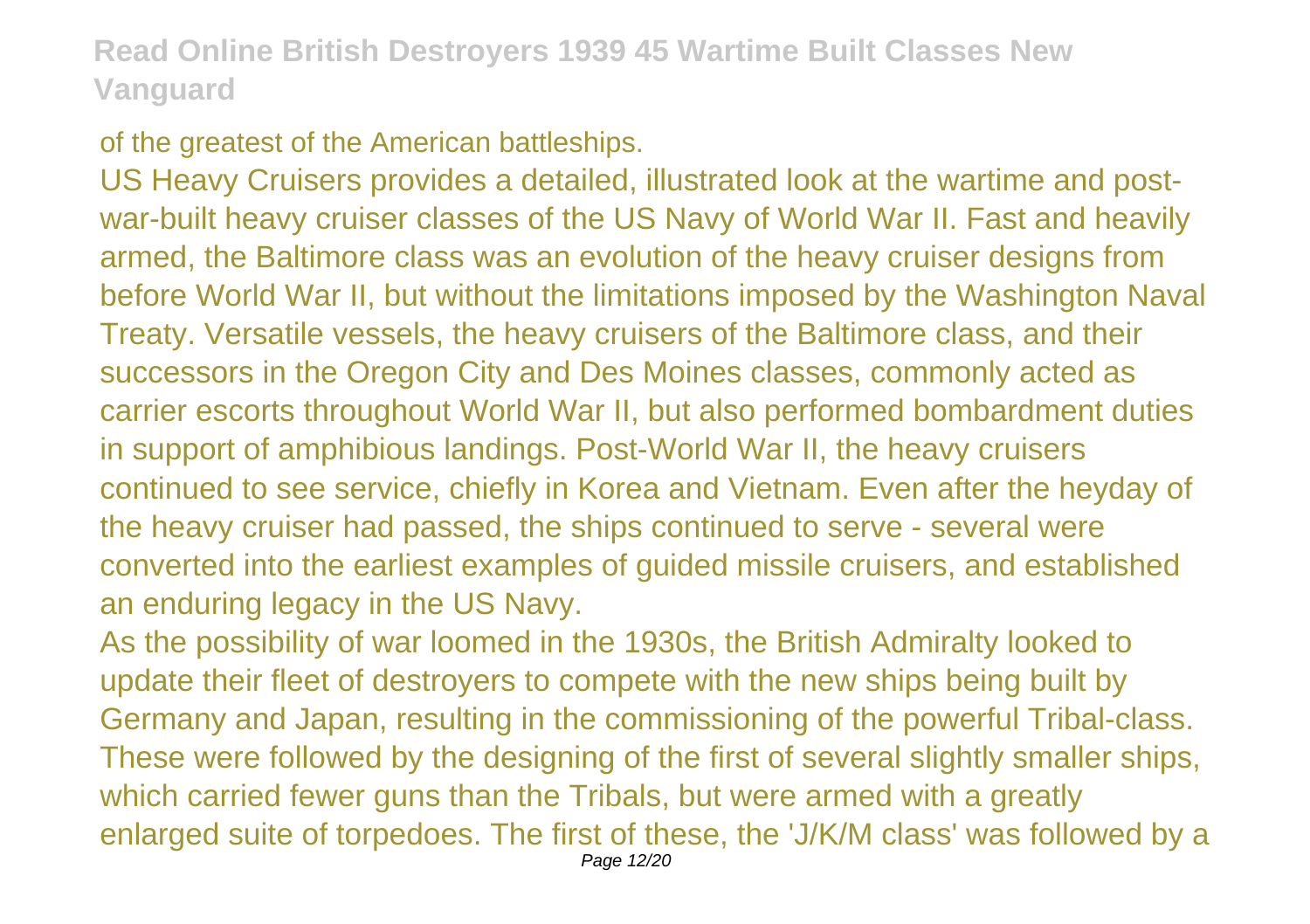of the greatest of the American battleships.

US Heavy Cruisers provides a detailed, illustrated look at the wartime and post-war-built heavy cruiser classes of the US Navy of World War II. Fast and heavily armed, the Baltimore class was an evolution of the heavy cruiser designs from before World War II, but without the limitations imposed by the Washington Naval Treaty. Versatile vessels, the heavy cruisers of the Baltimore class, and their successors in the Oregon City and Des Moines classes, commonly acted as carrier escorts throughout World War II, but also performed bombardment duties in support of amphibious landings. Post-World War II, the heavy cruisers continued to see service, chiefly in Korea and Vietnam. Even after the heyday of the heavy cruiser had passed, the ships continued to serve - several were converted into the earliest examples of guided missile cruisers, and established an enduring legacy in the US Navy.

As the possibility of war loomed in the 1930s, the British Admiralty looked to update their fleet of destroyers to compete with the new ships being built by Germany and Japan, resulting in the commissioning of the powerful Tribal-class. These were followed by the designing of the first of several slightly smaller ships, which carried fewer guns than the Tribals, but were armed with a greatly enlarged suite of torpedoes. The first of these, the 'J/K/M class' was followed by a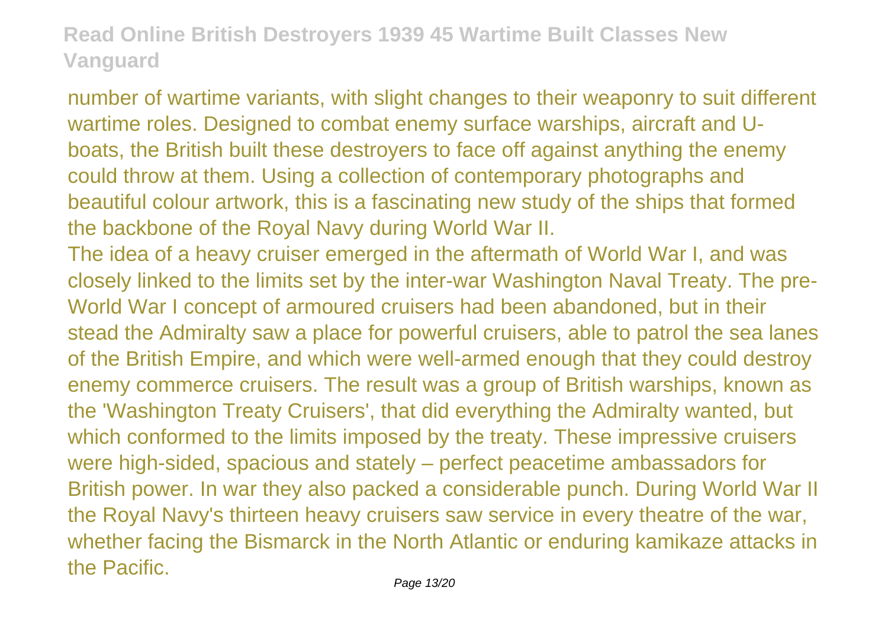number of wartime variants, with slight changes to their weaponry to suit different wartime roles. Designed to combat enemy surface warships, aircraft and U-boats, the British built these destroyers to face off against anything the enemy could throw at them. Using a collection of contemporary photographs and beautiful colour artwork, this is a fascinating new study of the ships that formed the backbone of the Royal Navy during World War II.

The idea of a heavy cruiser emerged in the aftermath of World War I, and was closely linked to the limits set by the inter-war Washington Naval Treaty. The pre-World War I concept of armoured cruisers had been abandoned, but in their stead the Admiralty saw a place for powerful cruisers, able to patrol the sea lanes of the British Empire, and which were well-armed enough that they could destroy enemy commerce cruisers. The result was a group of British warships, known as the 'Washington Treaty Cruisers', that did everything the Admiralty wanted, but which conformed to the limits imposed by the treaty. These impressive cruisers were high-sided, spacious and stately – perfect peacetime ambassadors for British power. In war they also packed a considerable punch. During World War II the Royal Navy's thirteen heavy cruisers saw service in every theatre of the war, whether facing the Bismarck in the North Atlantic or enduring kamikaze attacks in the Pacific.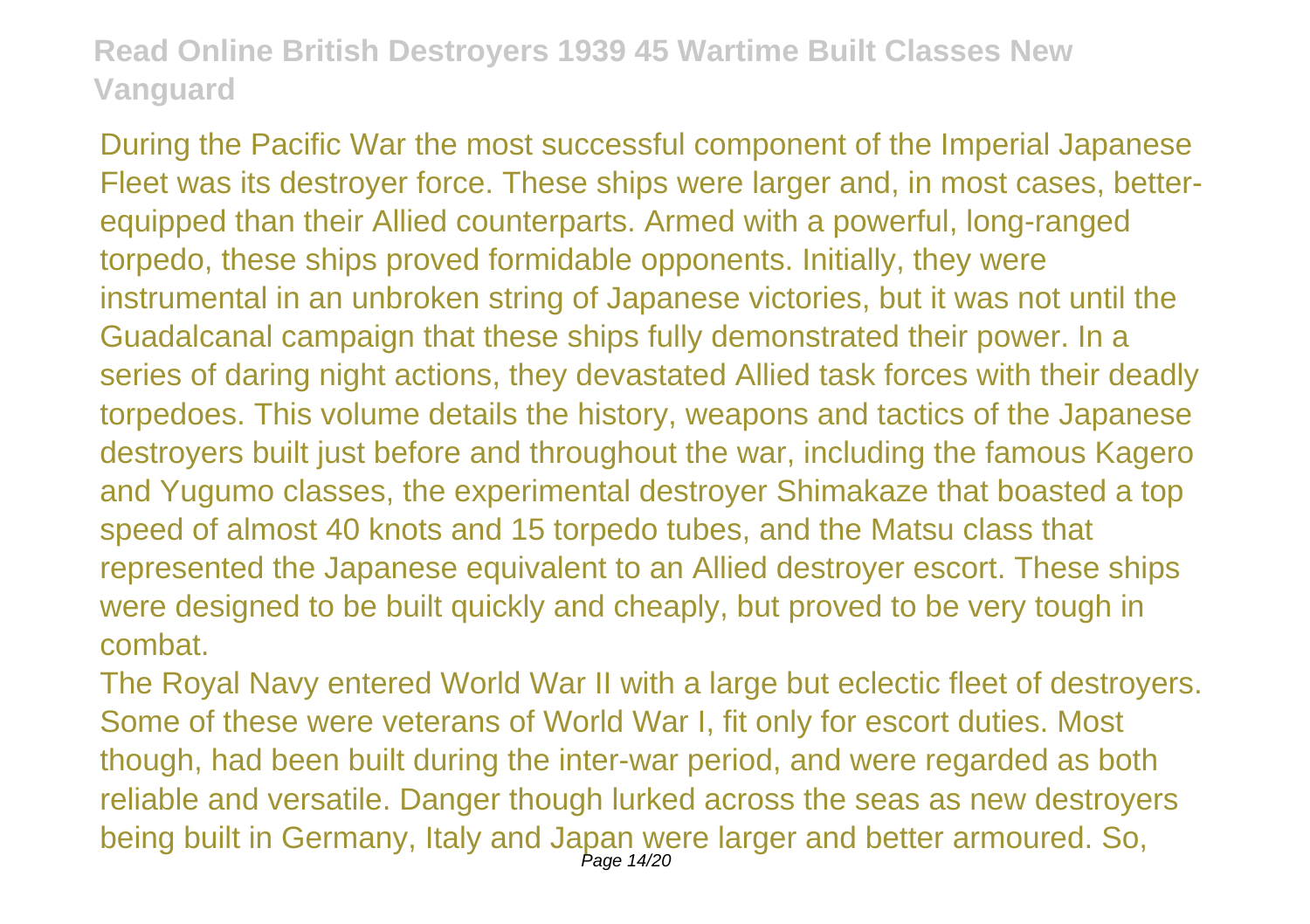During the Pacific War the most successful component of the Imperial Japanese Fleet was its destroyer force. These ships were larger and, in most cases, better-equipped than their Allied counterparts. Armed with a powerful, long-ranged torpedo, these ships proved formidable opponents. Initially, they were instrumental in an unbroken string of Japanese victories, but it was not until the Guadalcanal campaign that these ships fully demonstrated their power. In a series of daring night actions, they devastated Allied task forces with their deadly torpedoes. This volume details the history, weapons and tactics of the Japanese destroyers built just before and throughout the war, including the famous Kagero and Yugumo classes, the experimental destroyer Shimakaze that boasted a top speed of almost 40 knots and 15 torpedo tubes, and the Matsu class that represented the Japanese equivalent to an Allied destroyer escort. These ships were designed to be built quickly and cheaply, but proved to be very tough in combat.

The Royal Navy entered World War II with a large but eclectic fleet of destroyers. Some of these were veterans of World War I, fit only for escort duties. Most though, had been built during the inter-war period, and were regarded as both reliable and versatile. Danger though lurked across the seas as new destroyers being built in Germany, Italy and Japan were larger and better armoured. So,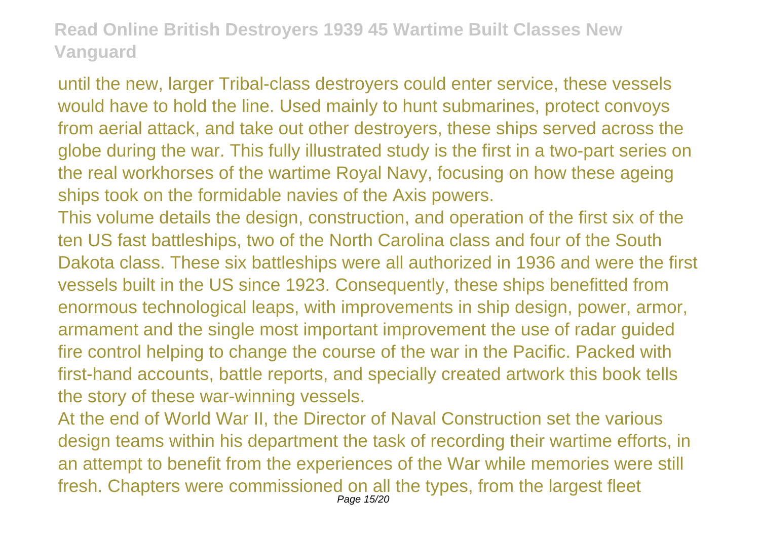until the new, larger Tribal-class destroyers could enter service, these vessels would have to hold the line. Used mainly to hunt submarines, protect convoys from aerial attack, and take out other destroyers, these ships served across the globe during the war. This fully illustrated study is the first in a two-part series on the real workhorses of the wartime Royal Navy, focusing on how these ageing ships took on the formidable navies of the Axis powers.

This volume details the design, construction, and operation of the first six of the ten US fast battleships, two of the North Carolina class and four of the South Dakota class. These six battleships were all authorized in 1936 and were the first vessels built in the US since 1923. Consequently, these ships benefitted from enormous technological leaps, with improvements in ship design, power, armor, armament and the single most important improvement the use of radar guided fire control helping to change the course of the war in the Pacific. Packed with first-hand accounts, battle reports, and specially created artwork this book tells the story of these war-winning vessels.

At the end of World War II, the Director of Naval Construction set the various design teams within his department the task of recording their wartime efforts, in an attempt to benefit from the experiences of the War while memories were still fresh. Chapters were commissioned on all the types, from the largest fleet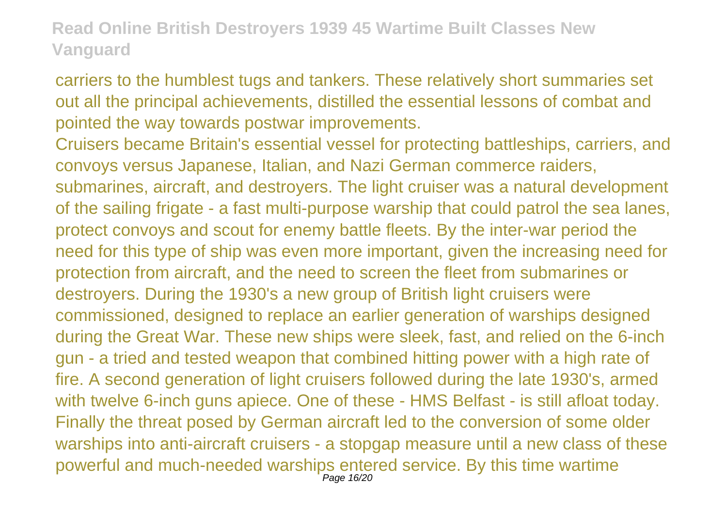carriers to the humblest tugs and tankers. These relatively short summaries set out all the principal achievements, distilled the essential lessons of combat and pointed the way towards postwar improvements.

Cruisers became Britain's essential vessel for protecting battleships, carriers, and convoys versus Japanese, Italian, and Nazi German commerce raiders, submarines, aircraft, and destroyers. The light cruiser was a natural development of the sailing frigate - a fast multi-purpose warship that could patrol the sea lanes, protect convoys and scout for enemy battle fleets. By the inter-war period the need for this type of ship was even more important, given the increasing need for protection from aircraft, and the need to screen the fleet from submarines or destroyers. During the 1930's a new group of British light cruisers were commissioned, designed to replace an earlier generation of warships designed during the Great War. These new ships were sleek, fast, and relied on the 6-inch gun - a tried and tested weapon that combined hitting power with a high rate of fire. A second generation of light cruisers followed during the late 1930's, armed with twelve 6-inch guns apiece. One of these - HMS Belfast - is still afloat today. Finally the threat posed by German aircraft led to the conversion of some older warships into anti-aircraft cruisers - a stopgap measure until a new class of these powerful and much-needed warships entered service. By this time wartime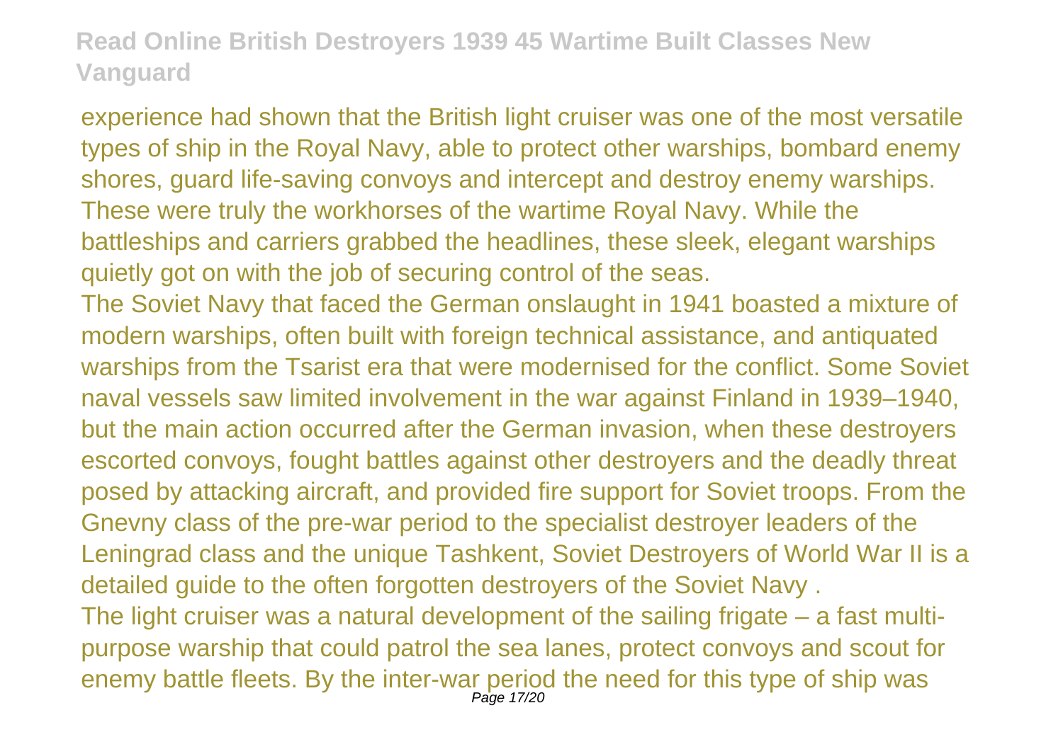experience had shown that the British light cruiser was one of the most versatile types of ship in the Royal Navy, able to protect other warships, bombard enemy shores, guard life-saving convoys and intercept and destroy enemy warships. These were truly the workhorses of the wartime Royal Navy. While the battleships and carriers grabbed the headlines, these sleek, elegant warships quietly got on with the job of securing control of the seas.

The Soviet Navy that faced the German onslaught in 1941 boasted a mixture of modern warships, often built with foreign technical assistance, and antiquated warships from the Tsarist era that were modernised for the conflict. Some Soviet naval vessels saw limited involvement in the war against Finland in 1939–1940, but the main action occurred after the German invasion, when these destroyers escorted convoys, fought battles against other destroyers and the deadly threat posed by attacking aircraft, and provided fire support for Soviet troops. From the Gnevny class of the pre-war period to the specialist destroyer leaders of the Leningrad class and the unique Tashkent, Soviet Destroyers of World War II is a detailed guide to the often forgotten destroyers of the Soviet Navy .

The light cruiser was a natural development of the sailing frigate – a fast multi-purpose warship that could patrol the sea lanes, protect convoys and scout for enemy battle fleets. By the inter-war period the need for this type of ship was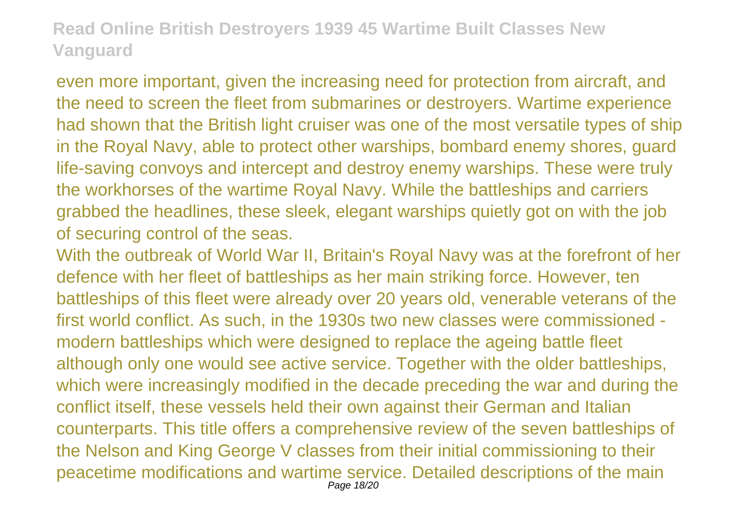even more important, given the increasing need for protection from aircraft, and the need to screen the fleet from submarines or destroyers. Wartime experience had shown that the British light cruiser was one of the most versatile types of ship in the Royal Navy, able to protect other warships, bombard enemy shores, guard life-saving convoys and intercept and destroy enemy warships. These were truly the workhorses of the wartime Royal Navy. While the battleships and carriers grabbed the headlines, these sleek, elegant warships quietly got on with the job of securing control of the seas.

With the outbreak of World War II, Britain's Royal Navy was at the forefront of her defence with her fleet of battleships as her main striking force. However, ten battleships of this fleet were already over 20 years old, venerable veterans of the first world conflict. As such, in the 1930s two new classes were commissioned - modern battleships which were designed to replace the ageing battle fleet although only one would see active service. Together with the older battleships, which were increasingly modified in the decade preceding the war and during the conflict itself, these vessels held their own against their German and Italian counterparts. This title offers a comprehensive review of the seven battleships of the Nelson and King George V classes from their initial commissioning to their peacetime modifications and wartime service. Detailed descriptions of the main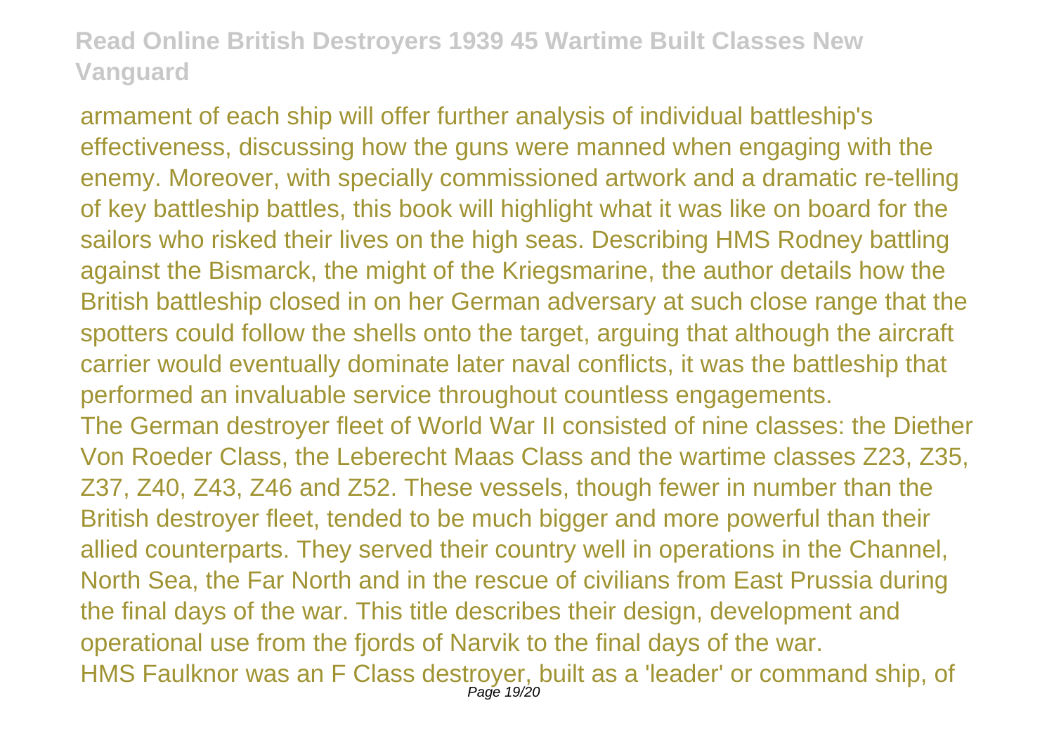armament of each ship will offer further analysis of individual battleship's effectiveness, discussing how the guns were manned when engaging with the enemy. Moreover, with specially commissioned artwork and a dramatic re-telling of key battleship battles, this book will highlight what it was like on board for the sailors who risked their lives on the high seas. Describing HMS Rodney battling against the Bismarck, the might of the Kriegsmarine, the author details how the British battleship closed in on her German adversary at such close range that the spotters could follow the shells onto the target, arguing that although the aircraft carrier would eventually dominate later naval conflicts, it was the battleship that performed an invaluable service throughout countless engagements.

The German destroyer fleet of World War II consisted of nine classes: the Diether Von Roeder Class, the Leberecht Maas Class and the wartime classes Z23, Z35, Z37, Z40, Z43, Z46 and Z52. These vessels, though fewer in number than the British destroyer fleet, tended to be much bigger and more powerful than their allied counterparts. They served their country well in operations in the Channel, North Sea, the Far North and in the rescue of civilians from East Prussia during the final days of the war. This title describes their design, development and operational use from the fjords of Narvik to the final days of the war.

HMS Faulknor was an F Class destroyer, built as a 'leader' or command ship, of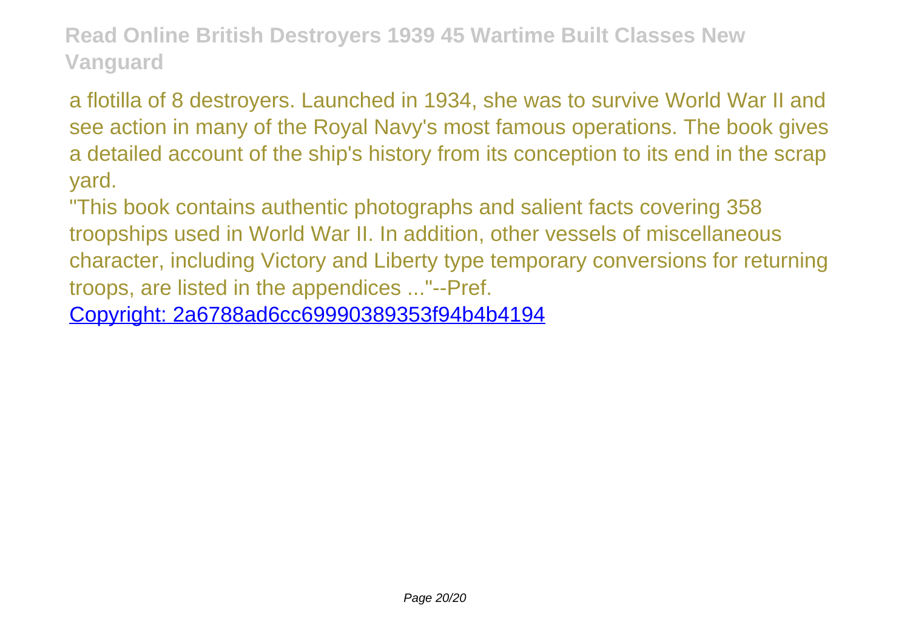a flotilla of 8 destroyers. Launched in 1934, she was to survive World War II and see action in many of the Royal Navy's most famous operations. The book gives a detailed account of the ship's history from its conception to its end in the scrap yard.

"This book contains authentic photographs and salient facts covering 358 troopships used in World War II. In addition, other vessels of miscellaneous character, including Victory and Liberty type temporary conversions for returning troops, are listed in the appendices ..."--Pref.

Copyright: 2a6788ad6cc69990389353f94b4b4194